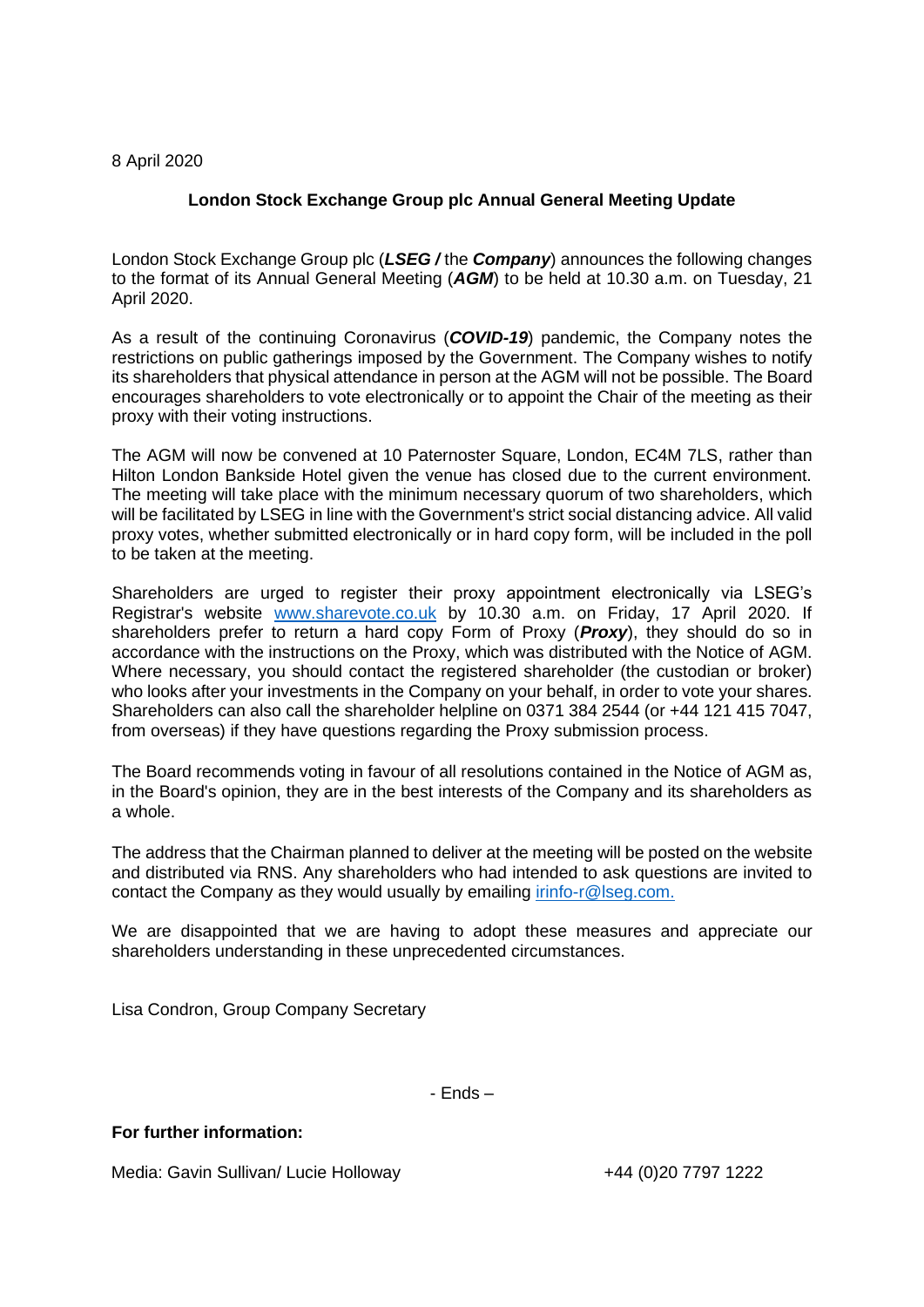8 April 2020

## London Stock Exchange Group plc Annual General Meeting Update

London Stock Exchange Group plc (***LSEG /*** the ***Company***) announces the following changes to the format of its Annual General Meeting (***AGM***) to be held at 10.30 a.m. on Tuesday, 21 April 2020.

As a result of the continuing Coronavirus (***COVID-19***) pandemic, the Company notes the restrictions on public gatherings imposed by the Government. The Company wishes to notify its shareholders that physical attendance in person at the AGM will not be possible. The Board encourages shareholders to vote electronically or to appoint the Chair of the meeting as their proxy with their voting instructions.

The AGM will now be convened at 10 Paternoster Square, London, EC4M 7LS, rather than Hilton London Bankside Hotel given the venue has closed due to the current environment. The meeting will take place with the minimum necessary quorum of two shareholders, which will be facilitated by LSEG in line with the Government's strict social distancing advice. All valid proxy votes, whether submitted electronically or in hard copy form, will be included in the poll to be taken at the meeting.

Shareholders are urged to register their proxy appointment electronically via LSEG's Registrar's website [www.sharevote.co.uk](http://www.sharevote.co.uk) by 10.30 a.m. on Friday, 17 April 2020. If shareholders prefer to return a hard copy Form of Proxy (***Proxy***), they should do so in accordance with the instructions on the Proxy, which was distributed with the Notice of AGM. Where necessary, you should contact the registered shareholder (the custodian or broker) who looks after your investments in the Company on your behalf, in order to vote your shares. Shareholders can also call the shareholder helpline on 0371 384 2544 (or +44 121 415 7047, from overseas) if they have questions regarding the Proxy submission process.

The Board recommends voting in favour of all resolutions contained in the Notice of AGM as, in the Board's opinion, they are in the best interests of the Company and its shareholders as a whole.

The address that the Chairman planned to deliver at the meeting will be posted on the website and distributed via RNS. Any shareholders who had intended to ask questions are invited to contact the Company as they would usually by emailing [irinfo-r@lseg.com.](mailto:irinfo-r@lseg.com)

We are disappointed that we are having to adopt these measures and appreciate our shareholders understanding in these unprecedented circumstances.

Lisa Condron, Group Company Secretary

- Ends –

**For further information:**

Media: Gavin Sullivan/ Lucie Holloway +44 (0)20 7797 1222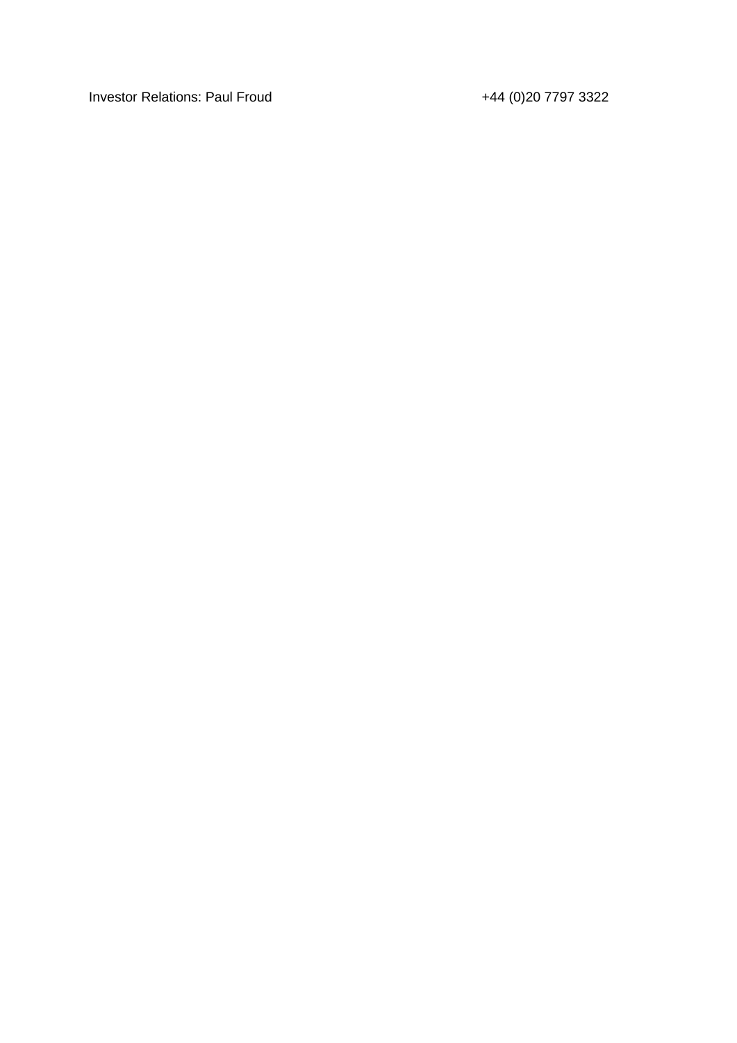Investor Relations: Paul Froud +44 (0)20 7797 3322